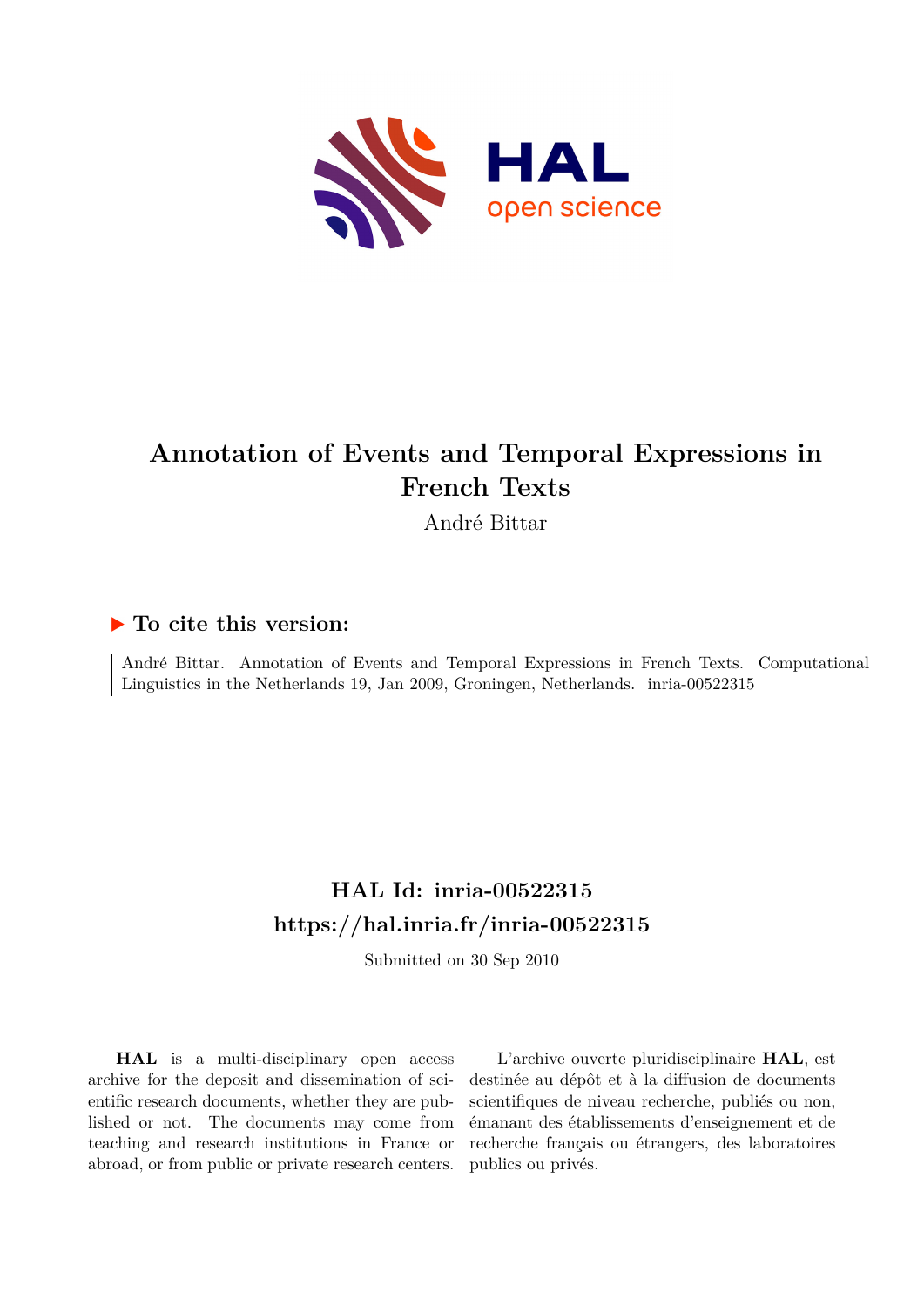# Annotation of Events and Temporal Expressions in French Texts

André Bittar

## ▶ To cite this version:

André Bittar. Annotation of Events and Temporal Expressions in French Texts. Computational Linguistics in the Netherlands 19, Jan 2009, Groningen, Netherlands. inria-00522315

## HAL Id: inria-00522315

## https://hal.inria.fr/inria-00522315

Submitted on 30 Sep 2010

**HAL** is a multi-disciplinary open access archive for the deposit and dissemination of scientific research documents, whether they are published or not. The documents may come from teaching and research institutions in France or abroad, or from public or private research centers.

L'archive ouverte pluridisciplinaire **HAL**, est destinée au dépôt et à la diffusion de documents scientifiques de niveau recherche, publiés ou non, émanant des établissements d'enseignement et de recherche français ou étrangers, des laboratoires publics ou privés.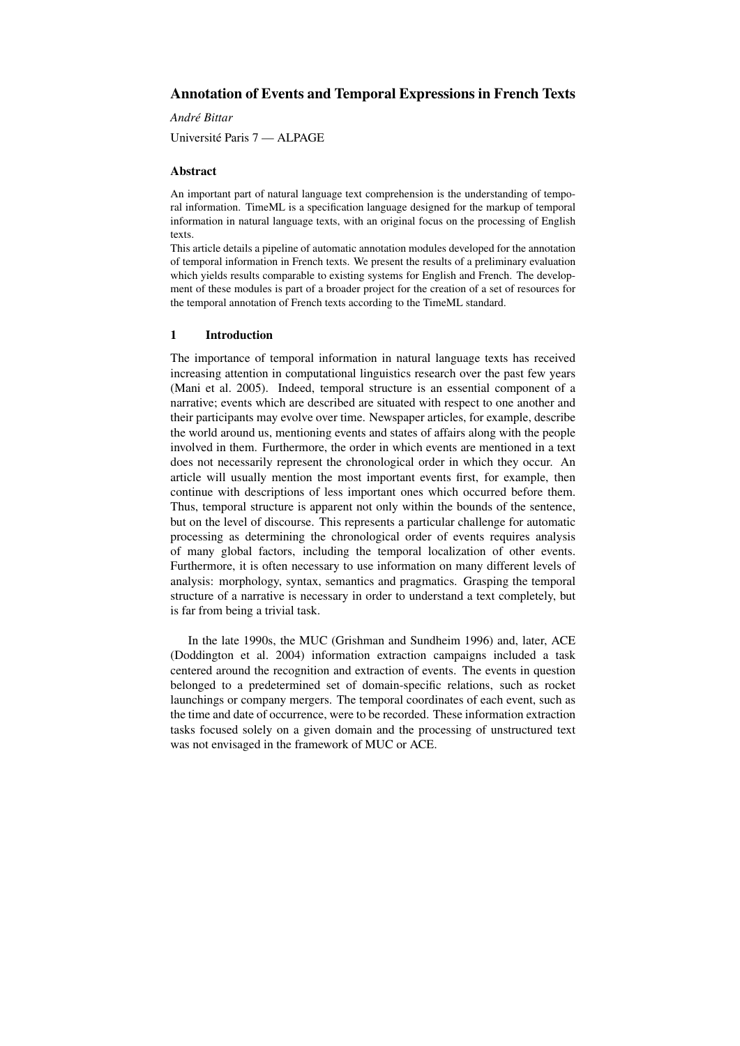# Annotation of Events and Temporal Expressions in French Texts

*André Bittar*

Université Paris 7 — ALPAGE

### Abstract

An important part of natural language text comprehension is the understanding of temporal information. TimeML is a specification language designed for the markup of temporal information in natural language texts, with an original focus on the processing of English texts.

This article details a pipeline of automatic annotation modules developed for the annotation of temporal information in French texts. We present the results of a preliminary evaluation which yields results comparable to existing systems for English and French. The development of these modules is part of a broader project for the creation of a set of resources for the temporal annotation of French texts according to the TimeML standard.

## 1 Introduction

The importance of temporal information in natural language texts has received increasing attention in computational linguistics research over the past few years (Mani et al. 2005). Indeed, temporal structure is an essential component of a narrative; events which are described are situated with respect to one another and their participants may evolve over time. Newspaper articles, for example, describe the world around us, mentioning events and states of affairs along with the people involved in them. Furthermore, the order in which events are mentioned in a text does not necessarily represent the chronological order in which they occur. An article will usually mention the most important events first, for example, then continue with descriptions of less important ones which occurred before them. Thus, temporal structure is apparent not only within the bounds of the sentence, but on the level of discourse. This represents a particular challenge for automatic processing as determining the chronological order of events requires analysis of many global factors, including the temporal localization of other events. Furthermore, it is often necessary to use information on many different levels of analysis: morphology, syntax, semantics and pragmatics. Grasping the temporal structure of a narrative is necessary in order to understand a text completely, but is far from being a trivial task.

In the late 1990s, the MUC (Grishman and Sundheim 1996) and, later, ACE (Doddington et al. 2004) information extraction campaigns included a task centered around the recognition and extraction of events. The events in question belonged to a predetermined set of domain-specific relations, such as rocket launchings or company mergers. The temporal coordinates of each event, such as the time and date of occurrence, were to be recorded. These information extraction tasks focused solely on a given domain and the processing of unstructured text was not envisaged in the framework of MUC or ACE.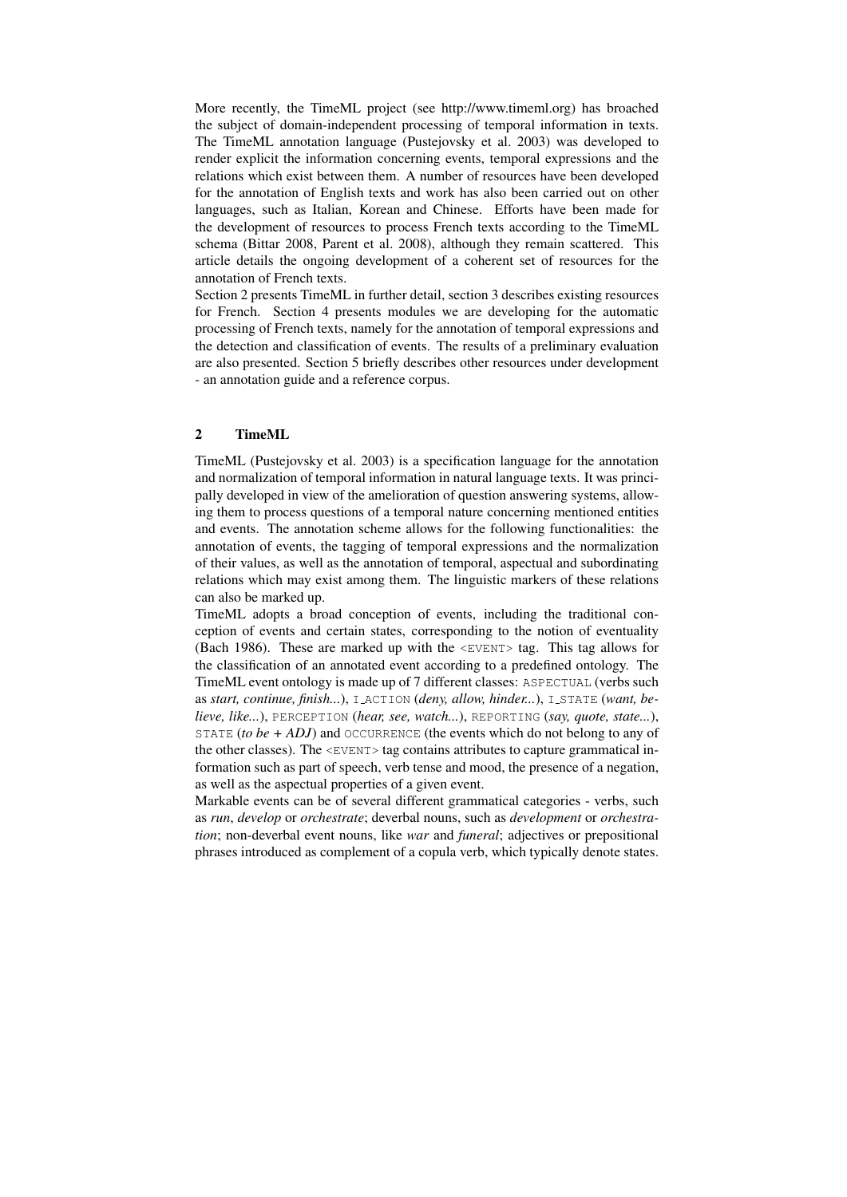More recently, the TimeML project (see http://www.timeml.org) has broached the subject of domain-independent processing of temporal information in texts. The TimeML annotation language (Pustejovsky et al. 2003) was developed to render explicit the information concerning events, temporal expressions and the relations which exist between them. A number of resources have been developed for the annotation of English texts and work has also been carried out on other languages, such as Italian, Korean and Chinese. Efforts have been made for the development of resources to process French texts according to the TimeML schema (Bittar 2008, Parent et al. 2008), although they remain scattered. This article details the ongoing development of a coherent set of resources for the annotation of French texts.

Section 2 presents TimeML in further detail, section 3 describes existing resources for French. Section 4 presents modules we are developing for the automatic processing of French texts, namely for the annotation of temporal expressions and the detection and classification of events. The results of a preliminary evaluation are also presented. Section 5 briefly describes other resources under development - an annotation guide and a reference corpus.

## 2 TimeML

TimeML (Pustejovsky et al. 2003) is a specification language for the annotation and normalization of temporal information in natural language texts. It was principally developed in view of the amelioration of question answering systems, allowing them to process questions of a temporal nature concerning mentioned entities and events. The annotation scheme allows for the following functionalities: the annotation of events, the tagging of temporal expressions and the normalization of their values, as well as the annotation of temporal, aspectual and subordinating relations which may exist among them. The linguistic markers of these relations can also be marked up.

TimeML adopts a broad conception of events, including the traditional conception of events and certain states, corresponding to the notion of eventuality (Bach 1986). These are marked up with the `<EVENT>` tag. This tag allows for the classification of an annotated event according to a predefined ontology. The TimeML event ontology is made up of 7 different classes: `ASPECTUAL` (verbs such as *start, continue, finish...*), `I_ACTION` (*deny, allow, hinder...*), `I_STATE` (*want, believe, like...*), `PERCEPTION` (*hear, see, watch...*), `REPORTING` (*say, quote, state...*), `STATE` (*to be + ADJ*) and `OCCURRENCE` (the events which do not belong to any of the other classes). The `<EVENT>` tag contains attributes to capture grammatical information such as part of speech, verb tense and mood, the presence of a negation, as well as the aspectual properties of a given event.

Markable events can be of several different grammatical categories - verbs, such as *run*, *develop* or *orchestrate*; deverbal nouns, such as *development* or *orchestration*; non-deverbal event nouns, like *war* and *funeral*; adjectives or prepositional phrases introduced as complement of a copula verb, which typically denote states.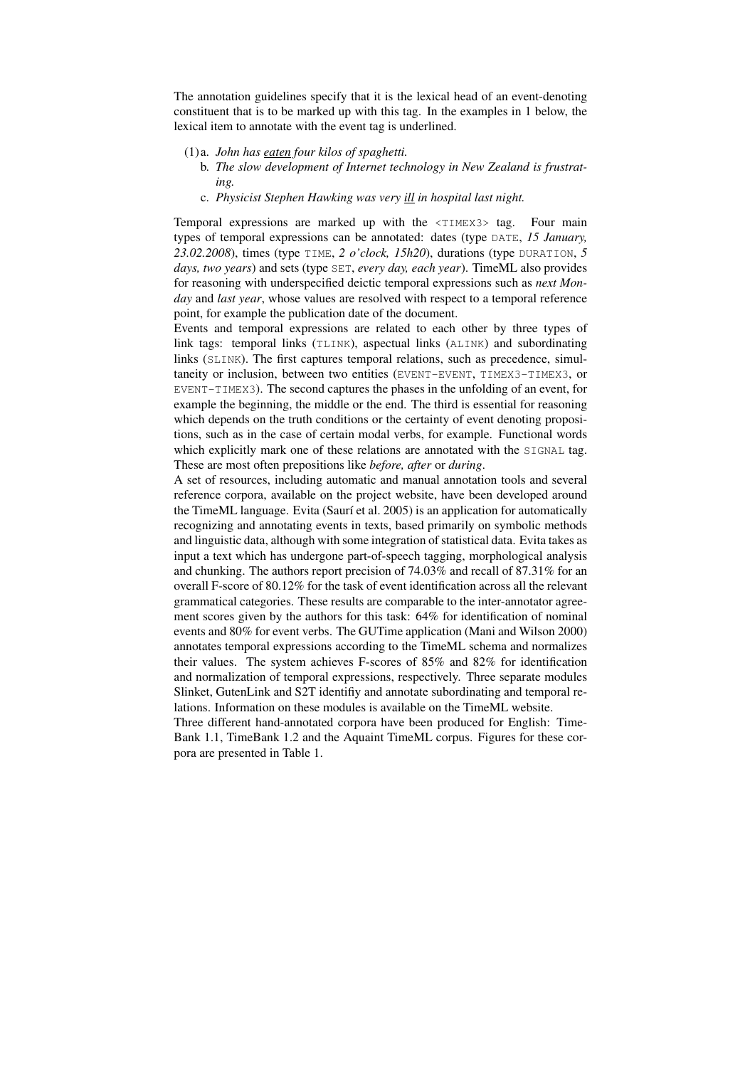The annotation guidelines specify that it is the lexical head of an event-denoting constituent that is to be marked up with this tag. In the examples in 1 below, the lexical item to annotate with the event tag is underlined.

(1) a. *John has <u>eaten</u> four kilos of spaghetti.*
  b. *The slow development of Internet technology in New Zealand is frustrating.*
  c. *Physicist Stephen Hawking was very <u>ill</u> in hospital last night.*

Temporal expressions are marked up with the `<TIMEX3>` tag. Four main types of temporal expressions can be annotated: dates (type `DATE`, *15 January, 23.02.2008*), times (type `TIME`, *2 o'clock, 15h20*), durations (type `DURATION`, *5 days, two years*) and sets (type `SET`, *every day, each year*). TimeML also provides for reasoning with underspecified deictic temporal expressions such as *next Monday* and *last year*, whose values are resolved with respect to a temporal reference point, for example the publication date of the document.

Events and temporal expressions are related to each other by three types of link tags: temporal links (`TLINK`), aspectual links (`ALINK`) and subordinating links (`SLINK`). The first captures temporal relations, such as precedence, simultaneity or inclusion, between two entities (`EVENT-EVENT`, `TIMEX3-TIMEX3`, or `EVENT-TIMEX3`). The second captures the phases in the unfolding of an event, for example the beginning, the middle or the end. The third is essential for reasoning which depends on the truth conditions or the certainty of event denoting propositions, such as in the case of certain modal verbs, for example. Functional words which explicitly mark one of these relations are annotated with the `SIGNAL` tag. These are most often prepositions like *before, after* or *during*.

A set of resources, including automatic and manual annotation tools and several reference corpora, available on the project website, have been developed around the TimeML language. Evita (Saurí et al. 2005) is an application for automatically recognizing and annotating events in texts, based primarily on symbolic methods and linguistic data, although with some integration of statistical data. Evita takes as input a text which has undergone part-of-speech tagging, morphological analysis and chunking. The authors report precision of 74.03% and recall of 87.31% for an overall F-score of 80.12% for the task of event identification across all the relevant grammatical categories. These results are comparable to the inter-annotator agreement scores given by the authors for this task: 64% for identification of nominal events and 80% for event verbs. The GUTime application (Mani and Wilson 2000) annotates temporal expressions according to the TimeML schema and normalizes their values. The system achieves F-scores of 85% and 82% for identification and normalization of temporal expressions, respectively. Three separate modules Slinket, GutenLink and S2T identifiy and annotate subordinating and temporal relations. Information on these modules is available on the TimeML website.

Three different hand-annotated corpora have been produced for English: TimeBank 1.1, TimeBank 1.2 and the Aquaint TimeML corpus. Figures for these corpora are presented in Table 1.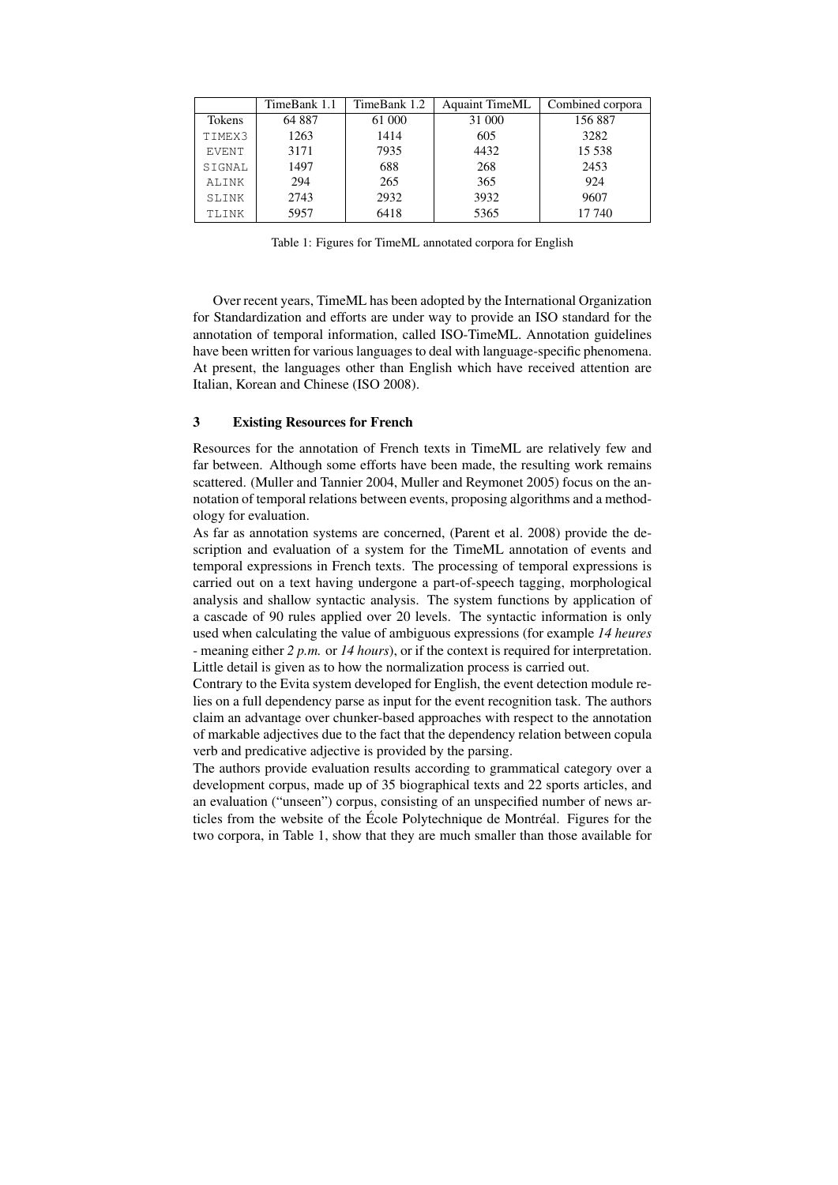| | TimeBank 1.1 | TimeBank 1.2 | Aquaint TimeML | Combined corpora |
|---|---|---|---|---|
| Tokens | 64 887 | 61 000 | 31 000 | 156 887 |
| TIMEX3 | 1263 | 1414 | 605 | 3282 |
| EVENT | 3171 | 7935 | 4432 | 15 538 |
| SIGNAL | 1497 | 688 | 268 | 2453 |
| ALINK | 294 | 265 | 365 | 924 |
| SLINK | 2743 | 2932 | 3932 | 9607 |
| TLINK | 5957 | 6418 | 5365 | 17 740 |

Table 1: Figures for TimeML annotated corpora for English

Over recent years, TimeML has been adopted by the International Organization for Standardization and efforts are under way to provide an ISO standard for the annotation of temporal information, called ISO-TimeML. Annotation guidelines have been written for various languages to deal with language-specific phenomena. At present, the languages other than English which have received attention are Italian, Korean and Chinese (ISO 2008).

## 3 Existing Resources for French

Resources for the annotation of French texts in TimeML are relatively few and far between. Although some efforts have been made, the resulting work remains scattered. (Muller and Tannier 2004, Muller and Reymonet 2005) focus on the annotation of temporal relations between events, proposing algorithms and a methodology for evaluation.

As far as annotation systems are concerned, (Parent et al. 2008) provide the description and evaluation of a system for the TimeML annotation of events and temporal expressions in French texts. The processing of temporal expressions is carried out on a text having undergone a part-of-speech tagging, morphological analysis and shallow syntactic analysis. The system functions by application of a cascade of 90 rules applied over 20 levels. The syntactic information is only used when calculating the value of ambiguous expressions (for example *14 heures* - meaning either *2 p.m.* or *14 hours*), or if the context is required for interpretation. Little detail is given as to how the normalization process is carried out.

Contrary to the Evita system developed for English, the event detection module relies on a full dependency parse as input for the event recognition task. The authors claim an advantage over chunker-based approaches with respect to the annotation of markable adjectives due to the fact that the dependency relation between copula verb and predicative adjective is provided by the parsing.

The authors provide evaluation results according to grammatical category over a development corpus, made up of 35 biographical texts and 22 sports articles, and an evaluation ("unseen") corpus, consisting of an unspecified number of news articles from the website of the École Polytechnique de Montréal. Figures for the two corpora, in Table 1, show that they are much smaller than those available for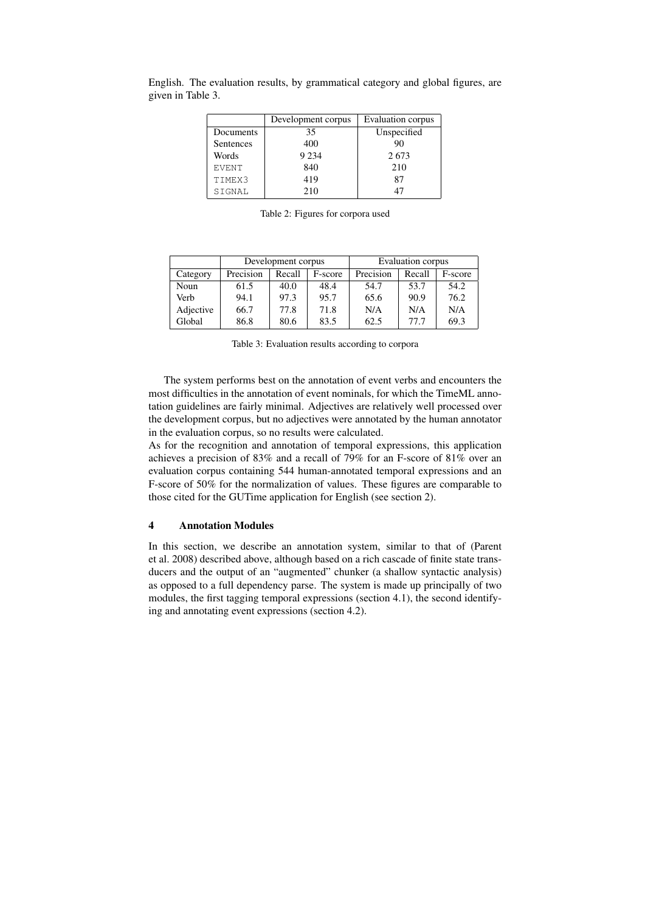English. The evaluation results, by grammatical category and global figures, are given in Table 3.

| | Development corpus | Evaluation corpus |
|---|---|---|
| Documents | 35 | Unspecified |
| Sentences | 400 | 90 |
| Words | 9 234 | 2 673 |
| EVENT | 840 | 210 |
| TIMEX3 | 419 | 87 |
| SIGNAL | 210 | 47 |

Table 2: Figures for corpora used

| | Development corpus | | | Evaluation corpus | | |
|---|---|---|---|---|---|---|
| Category | Precision | Recall | F-score | Precision | Recall | F-score |
| Noun | 61.5 | 40.0 | 48.4 | 54.7 | 53.7 | 54.2 |
| Verb | 94.1 | 97.3 | 95.7 | 65.6 | 90.9 | 76.2 |
| Adjective | 66.7 | 77.8 | 71.8 | N/A | N/A | N/A |
| Global | 86.8 | 80.6 | 83.5 | 62.5 | 77.7 | 69.3 |

Table 3: Evaluation results according to corpora

The system performs best on the annotation of event verbs and encounters the most difficulties in the annotation of event nominals, for which the TimeML annotation guidelines are fairly minimal. Adjectives are relatively well processed over the development corpus, but no adjectives were annotated by the human annotator in the evaluation corpus, so no results were calculated.
As for the recognition and annotation of temporal expressions, this application achieves a precision of 83% and a recall of 79% for an F-score of 81% over an evaluation corpus containing 544 human-annotated temporal expressions and an F-score of 50% for the normalization of values. These figures are comparable to those cited for the GUTime application for English (see section 2).

## 4 Annotation Modules

In this section, we describe an annotation system, similar to that of (Parent et al. 2008) described above, although based on a rich cascade of finite state transducers and the output of an "augmented" chunker (a shallow syntactic analysis) as opposed to a full dependency parse. The system is made up principally of two modules, the first tagging temporal expressions (section 4.1), the second identifying and annotating event expressions (section 4.2).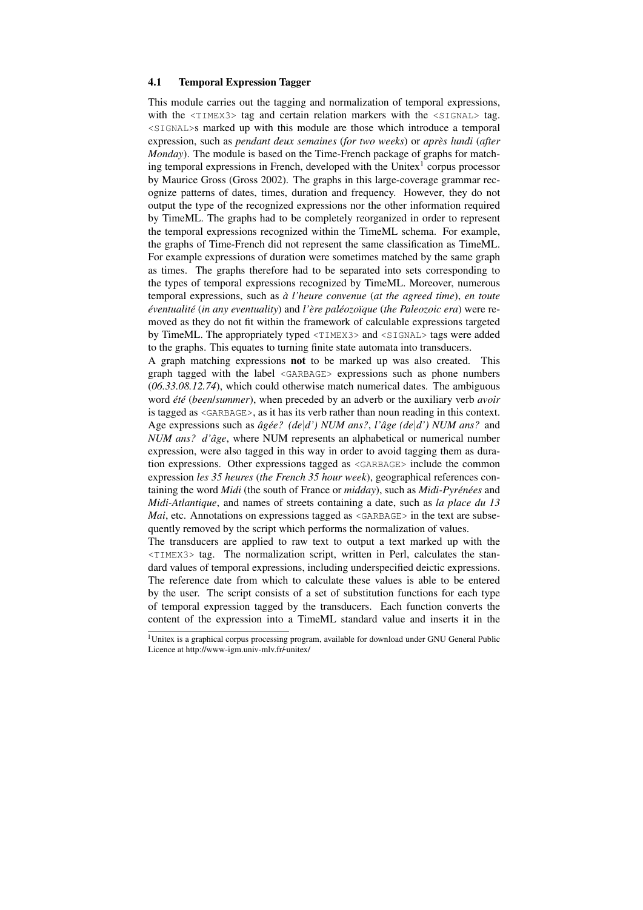### 4.1 Temporal Expression Tagger

This module carries out the tagging and normalization of temporal expressions, with the `<TIMEX3>` tag and certain relation markers with the `<SIGNAL>` tag. `<SIGNAL>`s marked up with this module are those which introduce a temporal expression, such as *pendant deux semaines* (*for two weeks*) or *après lundi* (*after Monday*). The module is based on the Time-French package of graphs for matching temporal expressions in French, developed with the Unitex[1] corpus processor by Maurice Gross (Gross 2002). The graphs in this large-coverage grammar recognize patterns of dates, times, duration and frequency. However, they do not output the type of the recognized expressions nor the other information required by TimeML. The graphs had to be completely reorganized in order to represent the temporal expressions recognized within the TimeML schema. For example, the graphs of Time-French did not represent the same classification as TimeML. For example expressions of duration were sometimes matched by the same graph as times. The graphs therefore had to be separated into sets corresponding to the types of temporal expressions recognized by TimeML. Moreover, numerous temporal expressions, such as *à l'heure convenue* (*at the agreed time*), *en toute éventualité* (*in any eventuality*) and *l'ère paléozoïque* (*the Paleozoic era*) were removed as they do not fit within the framework of calculable expressions targeted by TimeML. The appropriately typed `<TIMEX3>` and `<SIGNAL>` tags were added to the graphs. This equates to turning finite state automata into transducers.

A graph matching expressions **not** to be marked up was also created. This graph tagged with the label `<GARBAGE>` expressions such as phone numbers (*06.33.08.12.74*), which could otherwise match numerical dates. The ambiguous word *été* (*been*/*summer*), when preceded by an adverb or the auxiliary verb *avoir* is tagged as `<GARBAGE>`, as it has its verb rather than noun reading in this context. Age expressions such as *âgée? (de|d') NUM ans?*, *l'âge (de|d') NUM ans?* and *NUM ans? d'âge*, where NUM represents an alphabetical or numerical number expression, were also tagged in this way in order to avoid tagging them as duration expressions. Other expressions tagged as `<GARBAGE>` include the common expression *les 35 heures* (*the French 35 hour week*), geographical references containing the word *Midi* (the south of France or *midday*), such as *Midi-Pyrénées* and *Midi-Atlantique*, and names of streets containing a date, such as *la place du 13 Mai*, etc. Annotations on expressions tagged as `<GARBAGE>` in the text are subsequently removed by the script which performs the normalization of values.

The transducers are applied to raw text to output a text marked up with the `<TIMEX3>` tag. The normalization script, written in Perl, calculates the standard values of temporal expressions, including underspecified deictic expressions. The reference date from which to calculate these values is able to be entered by the user. The script consists of a set of substitution functions for each type of temporal expression tagged by the transducers. Each function converts the content of the expression into a TimeML standard value and inserts it in the

[1] Unitex is a graphical corpus processing program, available for download under GNU General Public Licence at http://www-igm.univ-mlv.fr/~unitex/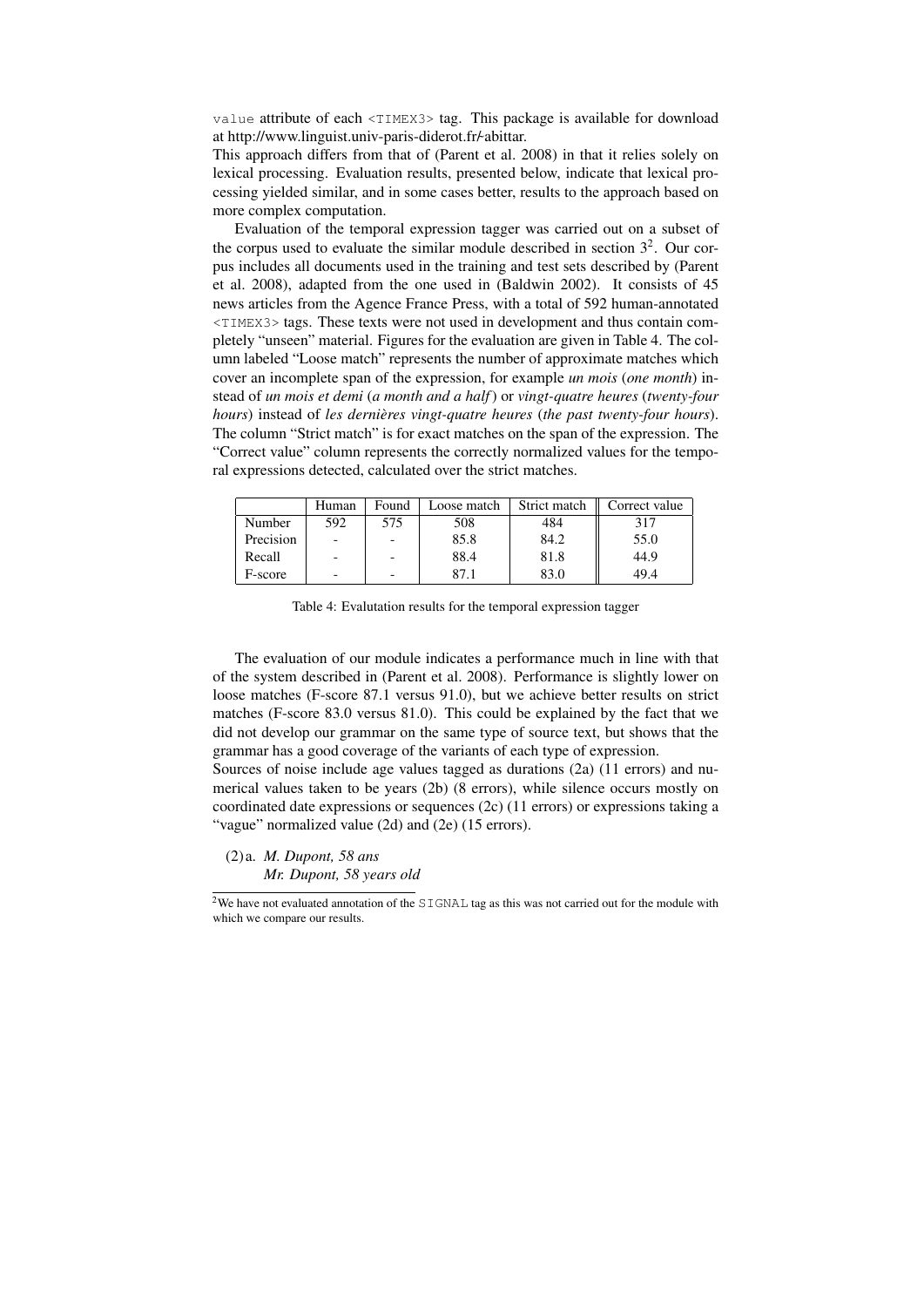value attribute of each <TIMEX3> tag. This package is available for download at http://www.linguist.univ-paris-diderot.fr/~abittar.

This approach differs from that of (Parent et al. 2008) in that it relies solely on lexical processing. Evaluation results, presented below, indicate that lexical processing yielded similar, and in some cases better, results to the approach based on more complex computation.

Evaluation of the temporal expression tagger was carried out on a subset of the corpus used to evaluate the similar module described in section 3[2]. Our corpus includes all documents used in the training and test sets described by (Parent et al. 2008), adapted from the one used in (Baldwin 2002). It consists of 45 news articles from the Agence France Press, with a total of 592 human-annotated <TIMEX3> tags. These texts were not used in development and thus contain completely "unseen" material. Figures for the evaluation are given in Table 4. The column labeled "Loose match" represents the number of approximate matches which cover an incomplete span of the expression, for example *un mois* (*one month*) instead of *un mois et demi* (*a month and a half*) or *vingt-quatre heures* (*twenty-four hours*) instead of *les dernières vingt-quatre heures* (*the past twenty-four hours*). The column "Strict match" is for exact matches on the span of the expression. The "Correct value" column represents the correctly normalized values for the temporal expressions detected, calculated over the strict matches.

| | Human | Found | Loose match | Strict match | Correct value |
|---|---|---|---|---|---|
| Number | 592 | 575 | 508 | 484 | 317 |
| Precision | - | - | 85.8 | 84.2 | 55.0 |
| Recall | - | - | 88.4 | 81.8 | 44.9 |
| F-score | - | - | 87.1 | 83.0 | 49.4 |

Table 4: Evalutation results for the temporal expression tagger

The evaluation of our module indicates a performance much in line with that of the system described in (Parent et al. 2008). Performance is slightly lower on loose matches (F-score 87.1 versus 91.0), but we achieve better results on strict matches (F-score 83.0 versus 81.0). This could be explained by the fact that we did not develop our grammar on the same type of source text, but shows that the grammar has a good coverage of the variants of each type of expression.

Sources of noise include age values tagged as durations (2a) (11 errors) and numerical values taken to be years (2b) (8 errors), while silence occurs mostly on coordinated date expressions or sequences (2c) (11 errors) or expressions taking a "vague" normalized value (2d) and (2e) (15 errors).

(2) a. *M. Dupont, 58 ans*
*Mr. Dupont, 58 years old*

[2] We have not evaluated annotation of the SIGNAL tag as this was not carried out for the module with which we compare our results.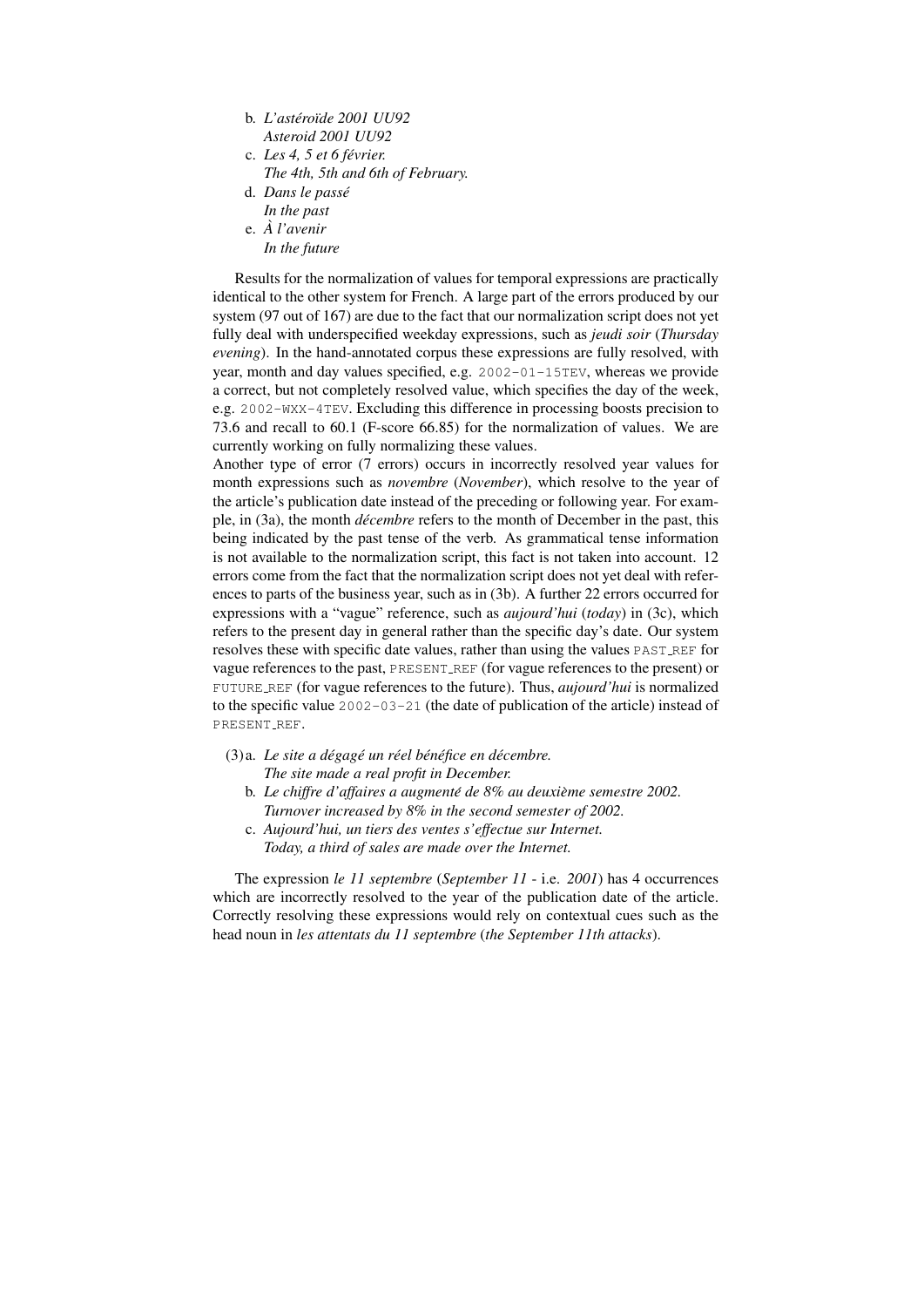b. *L'astéroïde 2001 UU92*
   *Asteroid 2001 UU92*
c. *Les 4, 5 et 6 février.*
   *The 4th, 5th and 6th of February.*
d. *Dans le passé*
   *In the past*
e. *À l'avenir*
   *In the future*

Results for the normalization of values for temporal expressions are practically identical to the other system for French. A large part of the errors produced by our system (97 out of 167) are due to the fact that our normalization script does not yet fully deal with underspecified weekday expressions, such as *jeudi soir* (*Thursday evening*). In the hand-annotated corpus these expressions are fully resolved, with year, month and day values specified, e.g. `2002-01-15TEV`, whereas we provide a correct, but not completely resolved value, which specifies the day of the week, e.g. `2002-WXX-4TEV`. Excluding this difference in processing boosts precision to 73.6 and recall to 60.1 (F-score 66.85) for the normalization of values. We are currently working on fully normalizing these values.

Another type of error (7 errors) occurs in incorrectly resolved year values for month expressions such as *novembre* (*November*), which resolve to the year of the article's publication date instead of the preceding or following year. For example, in (3a), the month *décembre* refers to the month of December in the past, this being indicated by the past tense of the verb. As grammatical tense information is not available to the normalization script, this fact is not taken into account. 12 errors come from the fact that the normalization script does not yet deal with references to parts of the business year, such as in (3b). A further 22 errors occurred for expressions with a "vague" reference, such as *aujourd'hui* (*today*) in (3c), which refers to the present day in general rather than the specific day's date. Our system resolves these with specific date values, rather than using the values `PAST_REF` for vague references to the past, `PRESENT_REF` (for vague references to the present) or `FUTURE_REF` (for vague references to the future). Thus, *aujourd'hui* is normalized to the specific value `2002-03-21` (the date of publication of the article) instead of `PRESENT_REF`.

(3) a. *Le site a dégagé un réel bénéfice en décembre.*
   *The site made a real profit in December.*
b. *Le chiffre d'affaires a augmenté de 8% au deuxième semestre 2002.*
   *Turnover increased by 8% in the second semester of 2002.*
c. *Aujourd'hui, un tiers des ventes s'effectue sur Internet.*
   *Today, a third of sales are made over the Internet.*

The expression *le 11 septembre* (*September 11* - i.e. *2001*) has 4 occurrences which are incorrectly resolved to the year of the publication date of the article. Correctly resolving these expressions would rely on contextual cues such as the head noun in *les attentats du 11 septembre* (*the September 11th attacks*).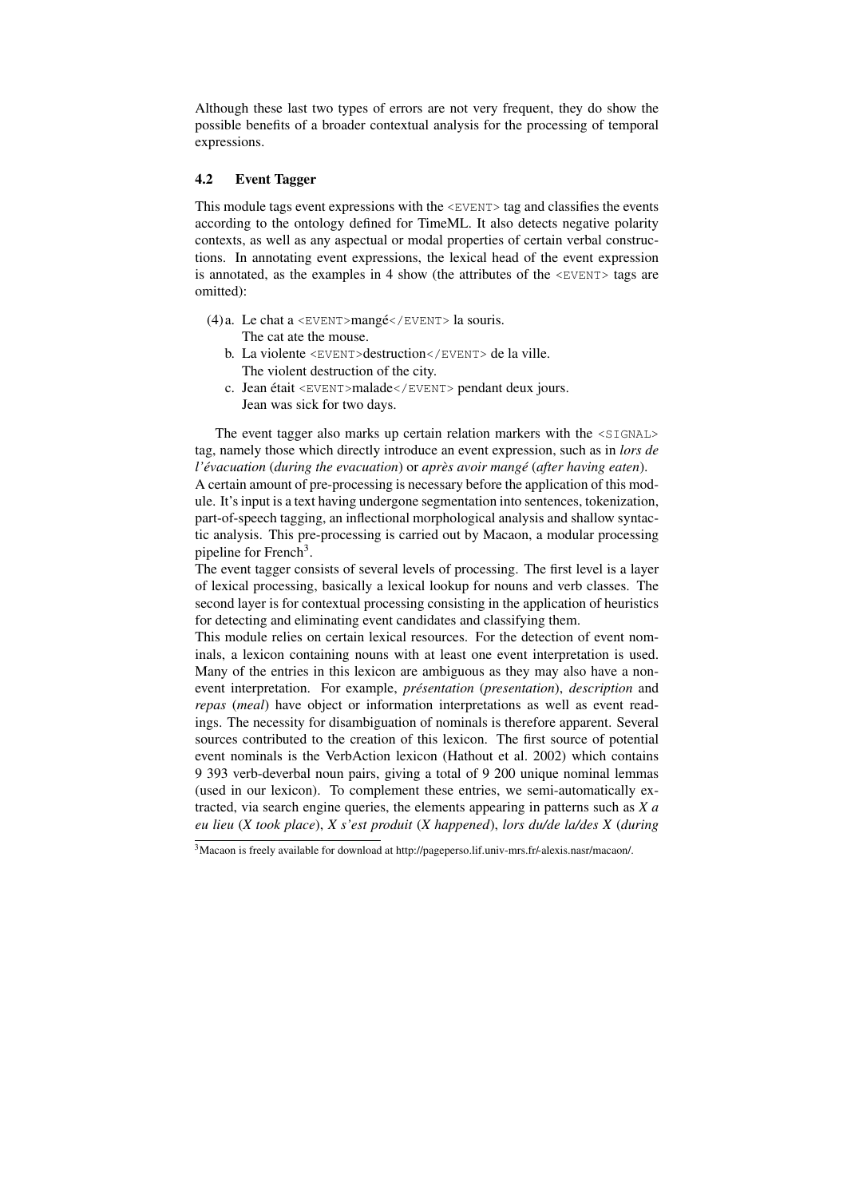Although these last two types of errors are not very frequent, they do show the possible benefits of a broader contextual analysis for the processing of temporal expressions.

### 4.2 Event Tagger

This module tags event expressions with the `<EVENT>` tag and classifies the events according to the ontology defined for TimeML. It also detects negative polarity contexts, as well as any aspectual or modal properties of certain verbal constructions. In annotating event expressions, the lexical head of the event expression is annotated, as the examples in 4 show (the attributes of the `<EVENT>` tags are omitted):

(4) a. Le chat a `<EVENT>`mangé`</EVENT>` la souris.
The cat ate the mouse.

b. La violente `<EVENT>`destruction`</EVENT>` de la ville.
The violent destruction of the city.

c. Jean était `<EVENT>`malade`</EVENT>` pendant deux jours.
Jean was sick for two days.

The event tagger also marks up certain relation markers with the `<SIGNAL>` tag, namely those which directly introduce an event expression, such as in *lors de l'évacuation* (*during the evacuation*) or *après avoir mangé* (*after having eaten*).
A certain amount of pre-processing is necessary before the application of this module. It's input is a text having undergone segmentation into sentences, tokenization, part-of-speech tagging, an inflectional morphological analysis and shallow syntactic analysis. This pre-processing is carried out by Macaon, a modular processing pipeline for French[3].
The event tagger consists of several levels of processing. The first level is a layer of lexical processing, basically a lexical lookup for nouns and verb classes. The second layer is for contextual processing consisting in the application of heuristics for detecting and eliminating event candidates and classifying them.
This module relies on certain lexical resources. For the detection of event nominals, a lexicon containing nouns with at least one event interpretation is used. Many of the entries in this lexicon are ambiguous as they may also have a non-event interpretation. For example, *présentation* (*presentation*), *description* and *repas* (*meal*) have object or information interpretations as well as event readings. The necessity for disambiguation of nominals is therefore apparent. Several sources contributed to the creation of this lexicon. The first source of potential event nominals is the VerbAction lexicon (Hathout et al. 2002) which contains 9 393 verb-deverbal noun pairs, giving a total of 9 200 unique nominal lemmas (used in our lexicon). To complement these entries, we semi-automatically extracted, via search engine queries, the elements appearing in patterns such as *X a eu lieu* (*X took place*), *X s'est produit* (*X happened*), *lors du/de la/des X* (*during*

[3]Macaon is freely available for download at http://pageperso.lif.univ-mrs.fr/~alexis.nasr/macaon/.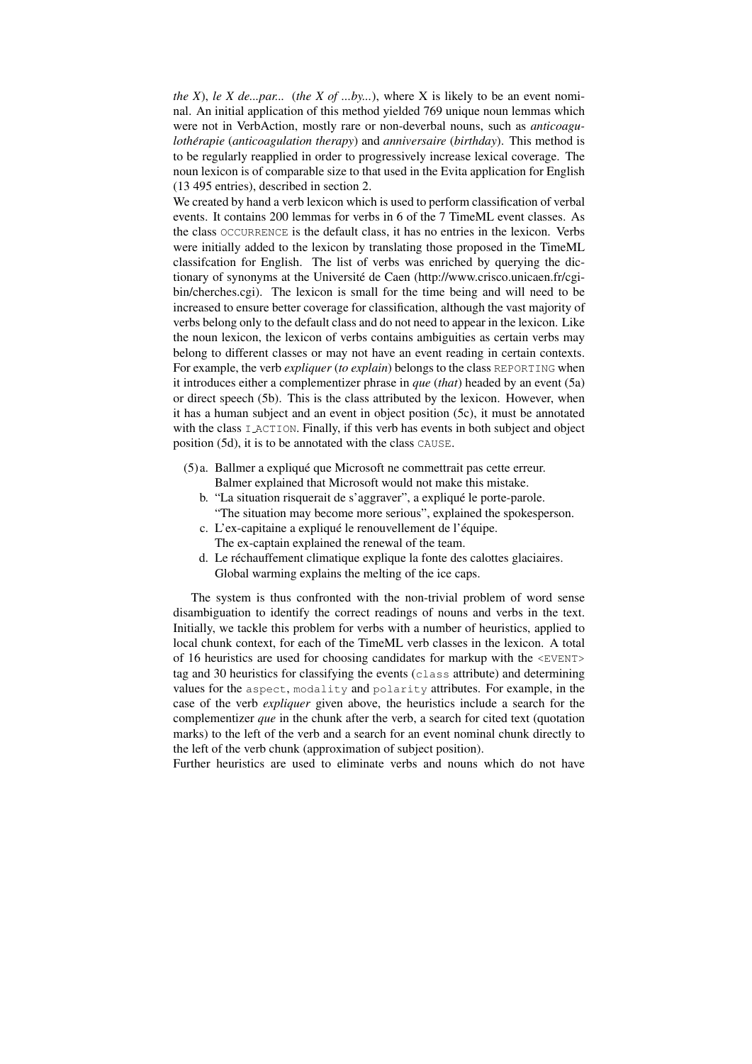*the X*), *le X de...par...* (*the X of ...by...*), where X is likely to be an event nominal. An initial application of this method yielded 769 unique noun lemmas which were not in VerbAction, mostly rare or non-deverbal nouns, such as *anticoagulothérapie* (*anticoagulation therapy*) and *anniversaire* (*birthday*). This method is to be regularly reapplied in order to progressively increase lexical coverage. The noun lexicon is of comparable size to that used in the Evita application for English (13 495 entries), described in section 2.

We created by hand a verb lexicon which is used to perform classification of verbal events. It contains 200 lemmas for verbs in 6 of the 7 TimeML event classes. As the class `OCCURRENCE` is the default class, it has no entries in the lexicon. Verbs were initially added to the lexicon by translating those proposed in the TimeML classifcation for English. The list of verbs was enriched by querying the dictionary of synonyms at the Université de Caen (http://www.crisco.unicaen.fr/cgi-bin/cherches.cgi). The lexicon is small for the time being and will need to be increased to ensure better coverage for classification, although the vast majority of verbs belong only to the default class and do not need to appear in the lexicon. Like the noun lexicon, the lexicon of verbs contains ambiguities as certain verbs may belong to different classes or may not have an event reading in certain contexts. For example, the verb *expliquer* (*to explain*) belongs to the class `REPORTING` when it introduces either a complementizer phrase in *que* (*that*) headed by an event (5a) or direct speech (5b). This is the class attributed by the lexicon. However, when it has a human subject and an event in object position (5c), it must be annotated with the class `I_ACTION`. Finally, if this verb has events in both subject and object position (5d), it is to be annotated with the class `CAUSE`.

(5) a. Ballmer a expliqué que Microsoft ne commettrait pas cette erreur.
    Balmer explained that Microsoft would not make this mistake.
  b. "La situation risquerait de s'aggraver", a expliqué le porte-parole.
    "The situation may become more serious", explained the spokesperson.
  c. L'ex-capitaine a expliqué le renouvellement de l'équipe.
    The ex-captain explained the renewal of the team.
  d. Le réchauffement climatique explique la fonte des calottes glaciaires.
    Global warming explains the melting of the ice caps.

The system is thus confronted with the non-trivial problem of word sense disambiguation to identify the correct readings of nouns and verbs in the text. Initially, we tackle this problem for verbs with a number of heuristics, applied to local chunk context, for each of the TimeML verb classes in the lexicon. A total of 16 heuristics are used for choosing candidates for markup with the `<EVENT>` tag and 30 heuristics for classifying the events (`class` attribute) and determining values for the `aspect`, `modality` and `polarity` attributes. For example, in the case of the verb *expliquer* given above, the heuristics include a search for the complementizer *que* in the chunk after the verb, a search for cited text (quotation marks) to the left of the verb and a search for an event nominal chunk directly to the left of the verb chunk (approximation of subject position).

Further heuristics are used to eliminate verbs and nouns which do not have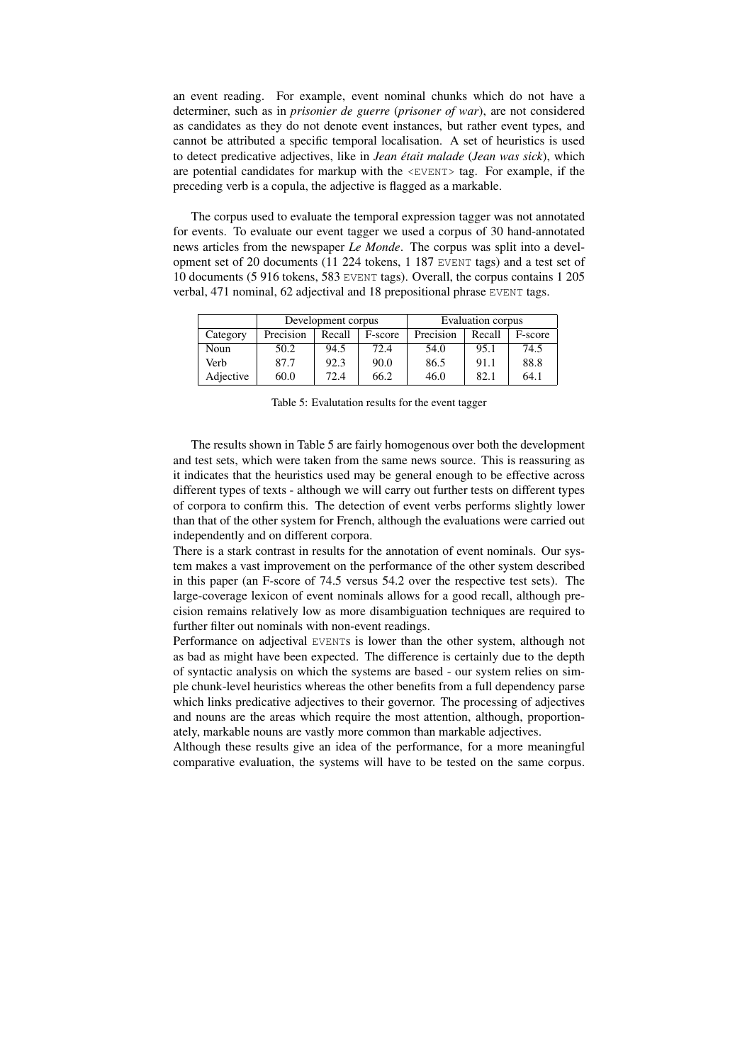an event reading. For example, event nominal chunks which do not have a determiner, such as in *prisonier de guerre* (*prisoner of war*), are not considered as candidates as they do not denote event instances, but rather event types, and cannot be attributed a specific temporal localisation. A set of heuristics is used to detect predicative adjectives, like in *Jean était malade* (*Jean was sick*), which are potential candidates for markup with the `<EVENT>` tag. For example, if the preceding verb is a copula, the adjective is flagged as a markable.

The corpus used to evaluate the temporal expression tagger was not annotated for events. To evaluate our event tagger we used a corpus of 30 hand-annotated news articles from the newspaper *Le Monde*. The corpus was split into a development set of 20 documents (11 224 tokens, 1 187 `EVENT` tags) and a test set of 10 documents (5 916 tokens, 583 `EVENT` tags). Overall, the corpus contains 1 205 verbal, 471 nominal, 62 adjectival and 18 prepositional phrase `EVENT` tags.

| | Development corpus | | | Evaluation corpus | | |
|---|---|---|---|---|---|---|
| Category | Precision | Recall | F-score | Precision | Recall | F-score |
| Noun | 50.2 | 94.5 | 72.4 | 54.0 | 95.1 | 74.5 |
| Verb | 87.7 | 92.3 | 90.0 | 86.5 | 91.1 | 88.8 |
| Adjective | 60.0 | 72.4 | 66.2 | 46.0 | 82.1 | 64.1 |

Table 5: Evalutation results for the event tagger

The results shown in Table 5 are fairly homogenous over both the development and test sets, which were taken from the same news source. This is reassuring as it indicates that the heuristics used may be general enough to be effective across different types of texts - although we will carry out further tests on different types of corpora to confirm this. The detection of event verbs performs slightly lower than that of the other system for French, although the evaluations were carried out independently and on different corpora.

There is a stark contrast in results for the annotation of event nominals. Our system makes a vast improvement on the performance of the other system described in this paper (an F-score of 74.5 versus 54.2 over the respective test sets). The large-coverage lexicon of event nominals allows for a good recall, although precision remains relatively low as more disambiguation techniques are required to further filter out nominals with non-event readings.

Performance on adjectival `EVENT`s is lower than the other system, although not as bad as might have been expected. The difference is certainly due to the depth of syntactic analysis on which the systems are based - our system relies on simple chunk-level heuristics whereas the other benefits from a full dependency parse which links predicative adjectives to their governor. The processing of adjectives and nouns are the areas which require the most attention, although, proportionately, markable nouns are vastly more common than markable adjectives.

Although these results give an idea of the performance, for a more meaningful comparative evaluation, the systems will have to be tested on the same corpus.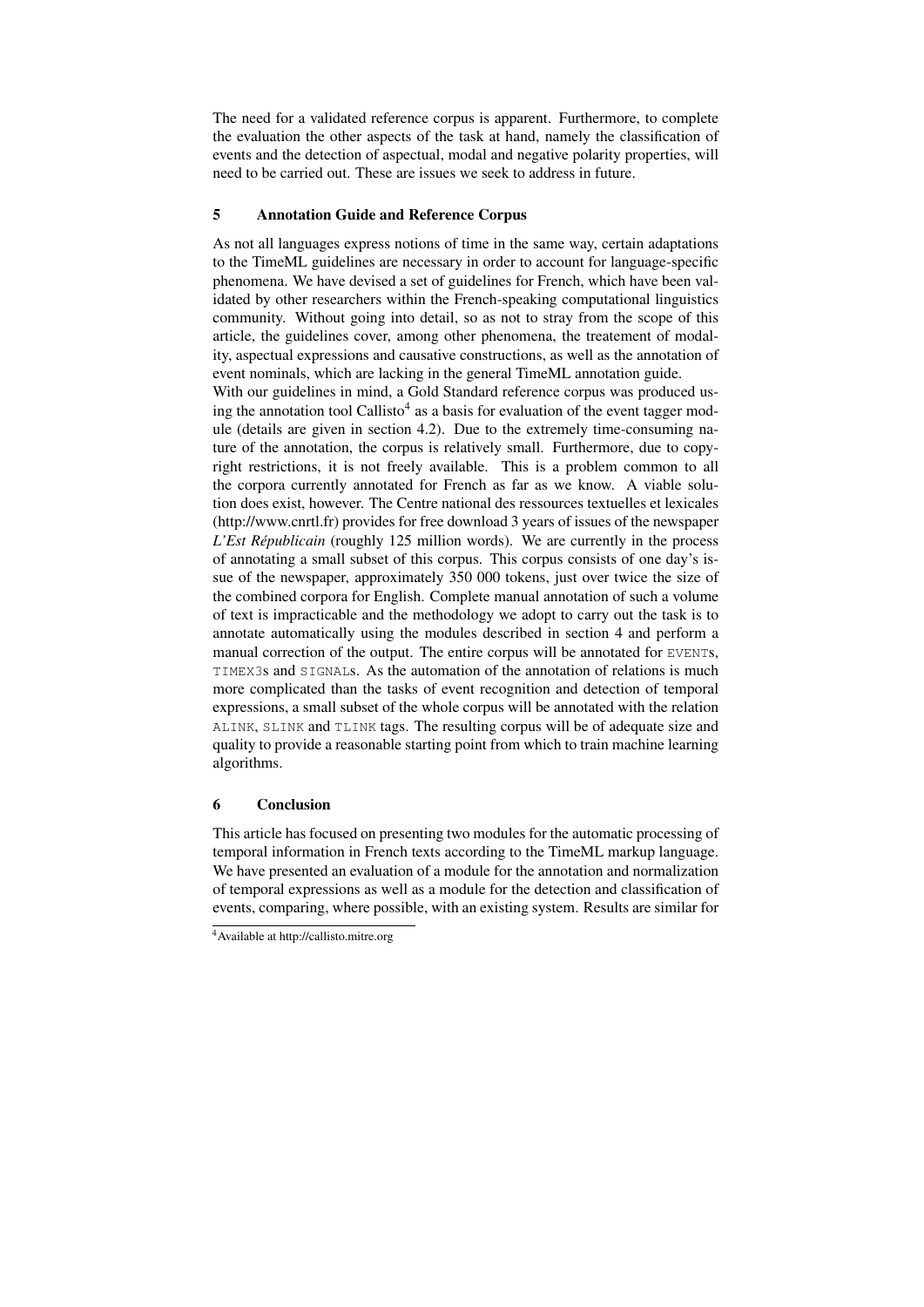The need for a validated reference corpus is apparent. Furthermore, to complete the evaluation the other aspects of the task at hand, namely the classification of events and the detection of aspectual, modal and negative polarity properties, will need to be carried out. These are issues we seek to address in future.

## 5 Annotation Guide and Reference Corpus

As not all languages express notions of time in the same way, certain adaptations to the TimeML guidelines are necessary in order to account for language-specific phenomena. We have devised a set of guidelines for French, which have been validated by other researchers within the French-speaking computational linguistics community. Without going into detail, so as not to stray from the scope of this article, the guidelines cover, among other phenomena, the treatement of modality, aspectual expressions and causative constructions, as well as the annotation of event nominals, which are lacking in the general TimeML annotation guide.

With our guidelines in mind, a Gold Standard reference corpus was produced using the annotation tool Callisto[4] as a basis for evaluation of the event tagger module (details are given in section 4.2). Due to the extremely time-consuming nature of the annotation, the corpus is relatively small. Furthermore, due to copyright restrictions, it is not freely available. This is a problem common to all the corpora currently annotated for French as far as we know. A viable solution does exist, however. The Centre national des ressources textuelles et lexicales (http://www.cnrtl.fr) provides for free download 3 years of issues of the newspaper *L'Est Républicain* (roughly 125 million words). We are currently in the process of annotating a small subset of this corpus. This corpus consists of one day's issue of the newspaper, approximately 350 000 tokens, just over twice the size of the combined corpora for English. Complete manual annotation of such a volume of text is impracticable and the methodology we adopt to carry out the task is to annotate automatically using the modules described in section 4 and perform a manual correction of the output. The entire corpus will be annotated for `EVENT`s, `TIMEX3`s and `SIGNAL`s. As the automation of the annotation of relations is much more complicated than the tasks of event recognition and detection of temporal expressions, a small subset of the whole corpus will be annotated with the relation `ALINK`, `SLINK` and `TLINK` tags. The resulting corpus will be of adequate size and quality to provide a reasonable starting point from which to train machine learning algorithms.

## 6 Conclusion

This article has focused on presenting two modules for the automatic processing of temporal information in French texts according to the TimeML markup language. We have presented an evaluation of a module for the annotation and normalization of temporal expressions as well as a module for the detection and classification of events, comparing, where possible, with an existing system. Results are similar for

[4] Available at http://callisto.mitre.org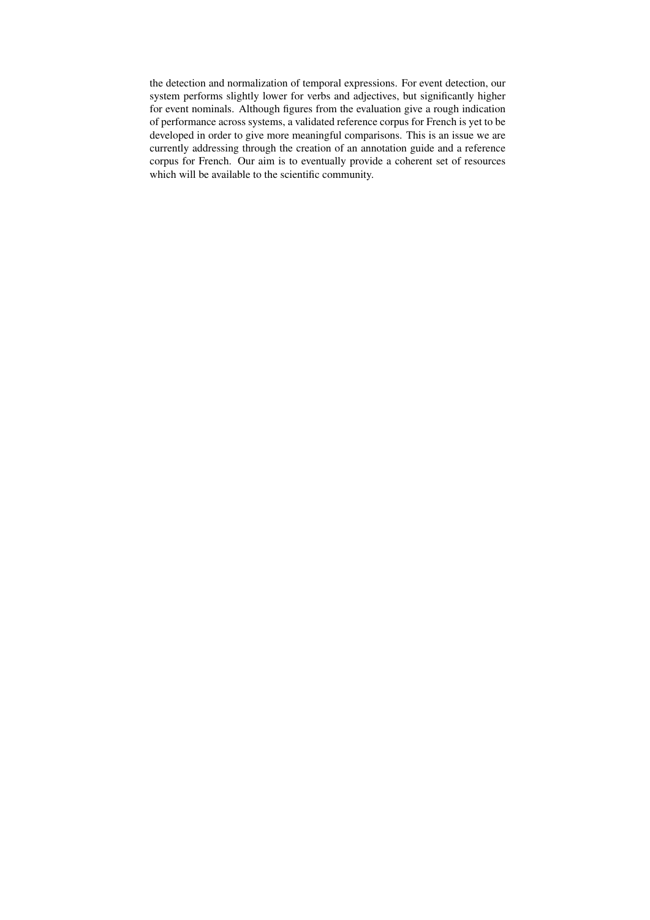the detection and normalization of temporal expressions. For event detection, our system performs slightly lower for verbs and adjectives, but significantly higher for event nominals. Although figures from the evaluation give a rough indication of performance across systems, a validated reference corpus for French is yet to be developed in order to give more meaningful comparisons. This is an issue we are currently addressing through the creation of an annotation guide and a reference corpus for French. Our aim is to eventually provide a coherent set of resources which will be available to the scientific community.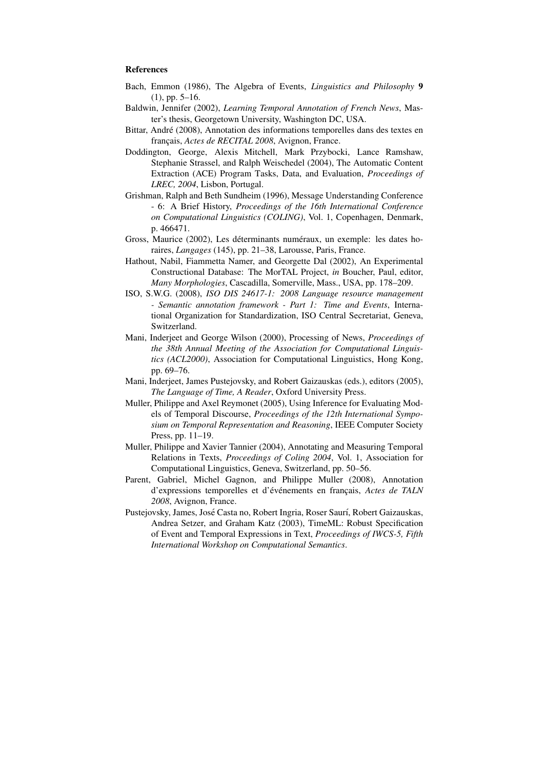### References

Bach, Emmon (1986), The Algebra of Events, *Linguistics and Philosophy* **9** (1), pp. 5–16.

Baldwin, Jennifer (2002), *Learning Temporal Annotation of French News*, Master's thesis, Georgetown University, Washington DC, USA.

Bittar, André (2008), Annotation des informations temporelles dans des textes en français, *Actes de RECITAL 2008*, Avignon, France.

Doddington, George, Alexis Mitchell, Mark Przybocki, Lance Ramshaw, Stephanie Strassel, and Ralph Weischedel (2004), The Automatic Content Extraction (ACE) Program Tasks, Data, and Evaluation, *Proceedings of LREC, 2004*, Lisbon, Portugal.

Grishman, Ralph and Beth Sundheim (1996), Message Understanding Conference - 6: A Brief History, *Proceedings of the 16th International Conference on Computational Linguistics (COLING)*, Vol. 1, Copenhagen, Denmark, p. 466471.

Gross, Maurice (2002), Les déterminants numéraux, un exemple: les dates horaires, *Langages* (145), pp. 21–38, Larousse, Paris, France.

Hathout, Nabil, Fiammetta Namer, and Georgette Dal (2002), An Experimental Constructional Database: The MorTAL Project, *in* Boucher, Paul, editor, *Many Morphologies*, Cascadilla, Somerville, Mass., USA, pp. 178–209.

ISO, S.W.G. (2008), *ISO DIS 24617-1: 2008 Language resource management - Semantic annotation framework - Part 1: Time and Events*, International Organization for Standardization, ISO Central Secretariat, Geneva, Switzerland.

Mani, Inderjeet and George Wilson (2000), Processing of News, *Proceedings of the 38th Annual Meeting of the Association for Computational Linguistics (ACL2000)*, Association for Computational Linguistics, Hong Kong, pp. 69–76.

Mani, Inderjeet, James Pustejovsky, and Robert Gaizauskas (eds.), editors (2005), *The Language of Time, A Reader*, Oxford University Press.

Muller, Philippe and Axel Reymonet (2005), Using Inference for Evaluating Models of Temporal Discourse, *Proceedings of the 12th International Symposium on Temporal Representation and Reasoning*, IEEE Computer Society Press, pp. 11–19.

Muller, Philippe and Xavier Tannier (2004), Annotating and Measuring Temporal Relations in Texts, *Proceedings of Coling 2004*, Vol. 1, Association for Computational Linguistics, Geneva, Switzerland, pp. 50–56.

Parent, Gabriel, Michel Gagnon, and Philippe Muller (2008), Annotation d'expressions temporelles et d'événements en français, *Actes de TALN 2008*, Avignon, France.

Pustejovsky, James, José Casta no, Robert Ingria, Roser Saurí, Robert Gaizauskas, Andrea Setzer, and Graham Katz (2003), TimeML: Robust Specification of Event and Temporal Expressions in Text, *Proceedings of IWCS-5, Fifth International Workshop on Computational Semantics*.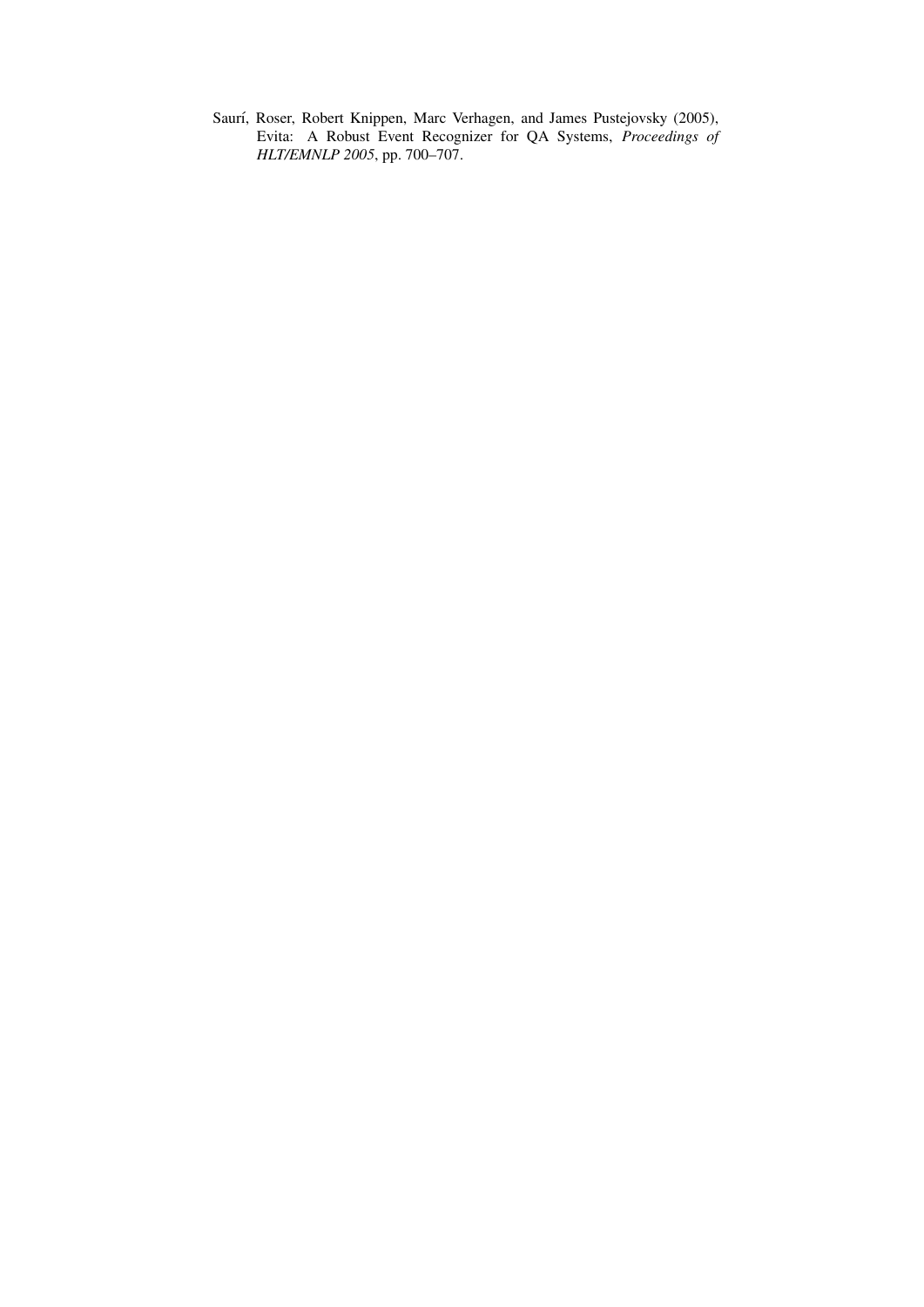Saurí, Roser, Robert Knippen, Marc Verhagen, and James Pustejovsky (2005), Evita: A Robust Event Recognizer for QA Systems, *Proceedings of HLT/EMNLP 2005*, pp. 700–707.